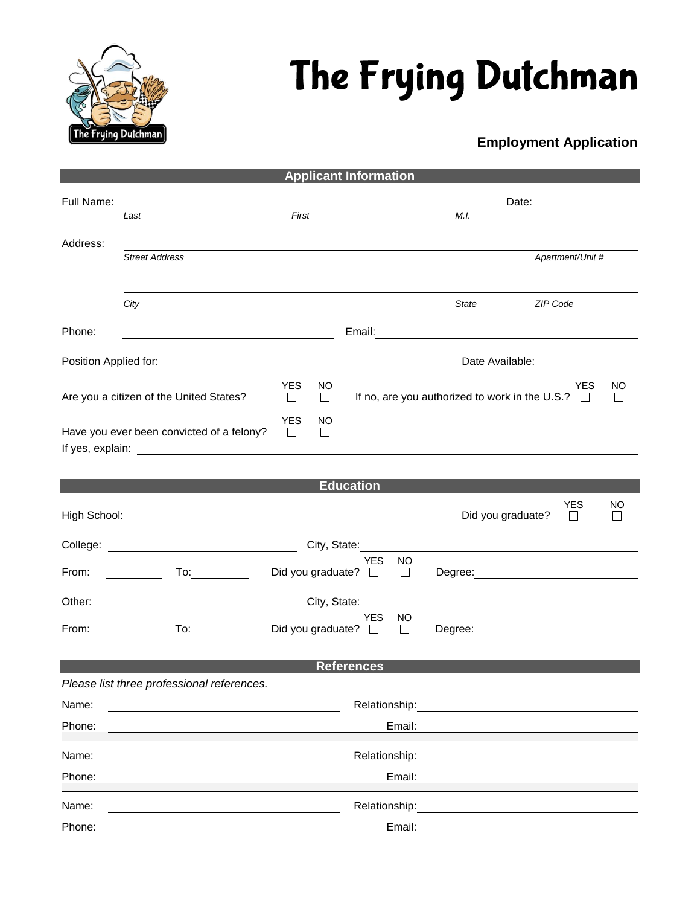# The Frying Dutchman

**Employment Application**

## Applicant Information

Full Name: ______________________________________________ Date: ______________

*Last* *First* *M.I.*

Address: ______________________________________________________________

*Street Address* *Apartment/Unit #*

______________________________________________________________

*City* *State* *ZIP Code*

Phone: ______________________ Email: ______________________________

Position Applied for: ______________________________ Date Available: ______________

Are you a citizen of the United States? YES ☐ NO ☐ If no, are you authorized to work in the U.S.? YES ☐ NO ☐

Have you ever been convicted of a felony? YES ☐ NO ☐

If yes, explain: ______________________________________________________________

## Education

High School: ______________________________ Did you graduate? YES ☐ NO ☐

College: ______________________ City, State: ______________________

From: __________ To: __________ Did you graduate? YES ☐ NO ☐ Degree: ______________________

Other: ______________________ City, State: ______________________

From: __________ To: __________ Did you graduate? YES ☐ NO ☐ Degree: ______________________

## References

*Please list three professional references.*

Name: ______________________ Relationship: ______________________

Phone: ______________________ Email: ______________________

Name: ______________________ Relationship: ______________________

Phone: ______________________ Email: ______________________

Name: ______________________ Relationship: ______________________

Phone: ______________________ Email: ______________________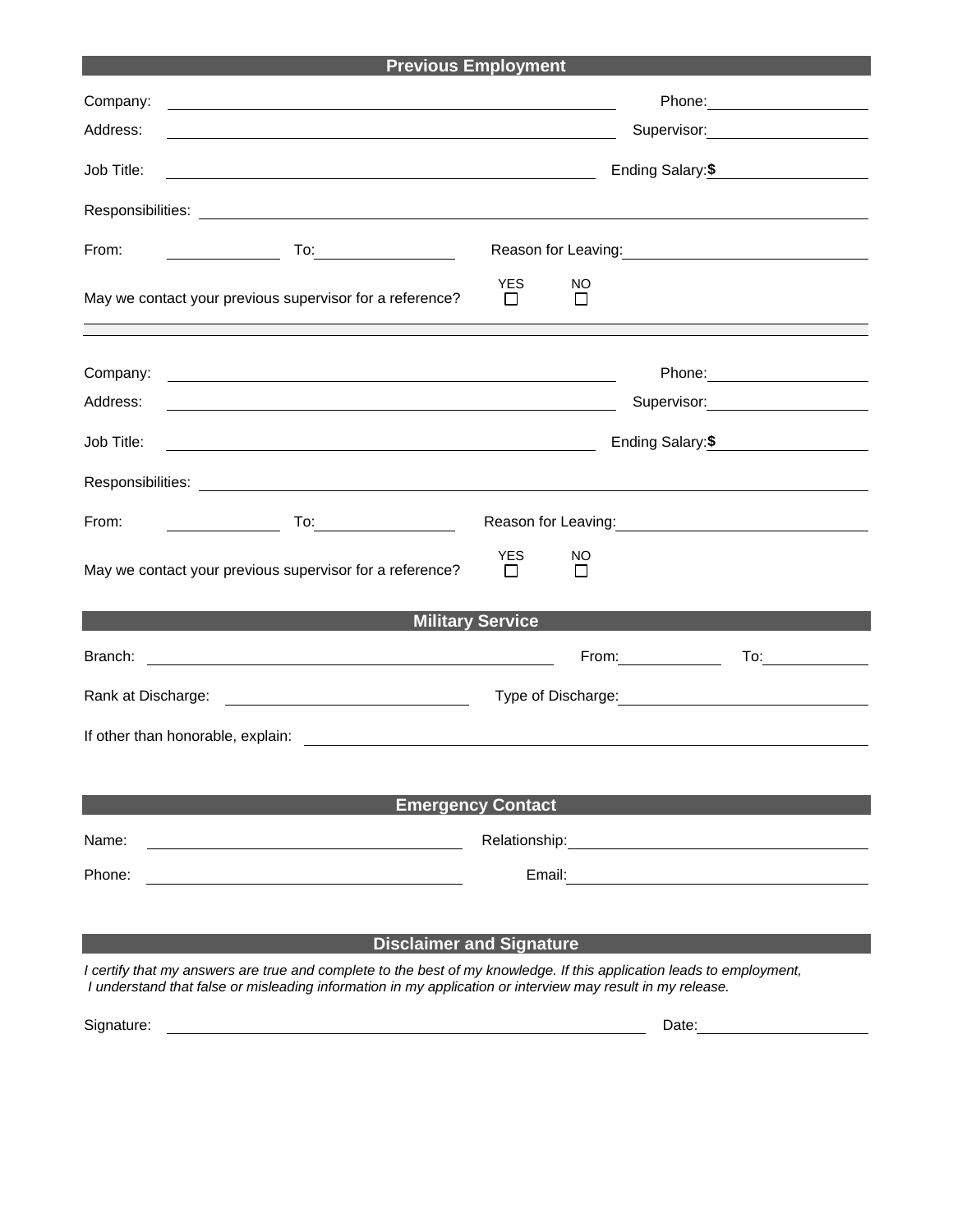## Previous Employment

Company: ____________________ Phone: ____________________

Address: ____________________ Supervisor: ____________________

Job Title: ____________________ Ending Salary: $ ____________________

Responsibilities: ____________________

From: __________ To: __________ Reason for Leaving: ____________________

May we contact your previous supervisor for a reference? YES ☐ NO ☐

---

Company: ____________________ Phone: ____________________

Address: ____________________ Supervisor: ____________________

Job Title: ____________________ Ending Salary: $ ____________________

Responsibilities: ____________________

From: __________ To: __________ Reason for Leaving: ____________________

May we contact your previous supervisor for a reference? YES ☐ NO ☐

## Military Service

Branch: ____________________ From: __________ To: __________

Rank at Discharge: ____________________ Type of Discharge: ____________________

If other than honorable, explain: ____________________

## Emergency Contact

Name: ____________________ Relationship: ____________________

Phone: ____________________ Email: ____________________

## Disclaimer and Signature

*I certify that my answers are true and complete to the best of my knowledge. If this application leads to employment, I understand that false or misleading information in my application or interview may result in my release.*

Signature: ____________________ Date: ____________________